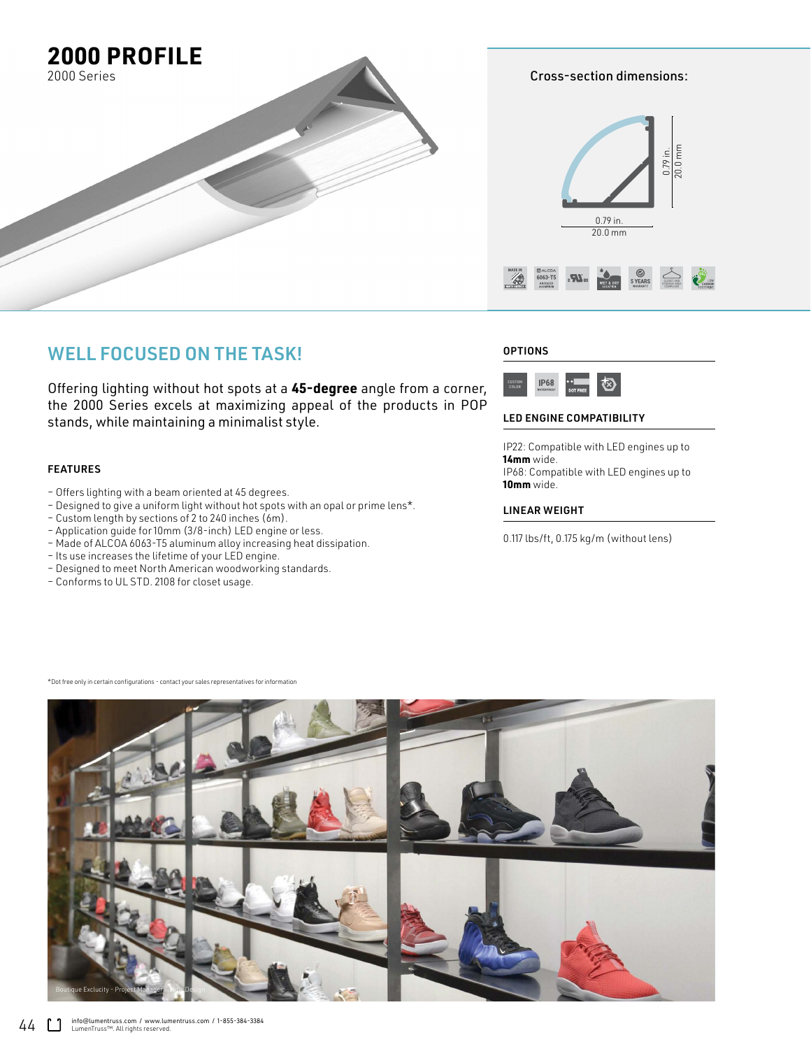# 2000 PROFILE

2000 Series

Cross-section dimensions:

0.79 in.
20.0 mm

0.79 in.
20.0 mm

## WELL FOCUSED ON THE TASK!

Offering lighting without hot spots at a **45-degree** angle from a corner, the 2000 Series excels at maximizing appeal of the products in POP stands, while maintaining a minimalist style.

### FEATURES

- Offers lighting with a beam oriented at 45 degrees.
- Designed to give a uniform light without hot spots with an opal or prime lens*.
- Custom length by sections of 2 to 240 inches (6m).
- Application guide for 10mm (3/8-inch) LED engine or less.
- Made of ALCOA 6063-T5 aluminum alloy increasing heat dissipation.
- Its use increases the lifetime of your LED engine.
- Designed to meet North American woodworking standards.
- Conforms to UL STD. 2108 for closet usage.

### OPTIONS

CUSTOM COLOR / IP68 WATERPROOF / DOT FREE

### LED ENGINE COMPATIBILITY

IP22: Compatible with LED engines up to **14mm** wide.
IP68: Compatible with LED engines up to **10mm** wide.

### LINEAR WEIGHT

0.117 lbs/ft, 0.175 kg/m (without lens)

*Dot free only in certain configurations - contact your sales representatives for information

Boutique Exclucity - Project Manager: Hi Design

info@lumentruss.com / www.lumentruss.com / 1-855-384-3384
LumenTruss™. All rights reserved.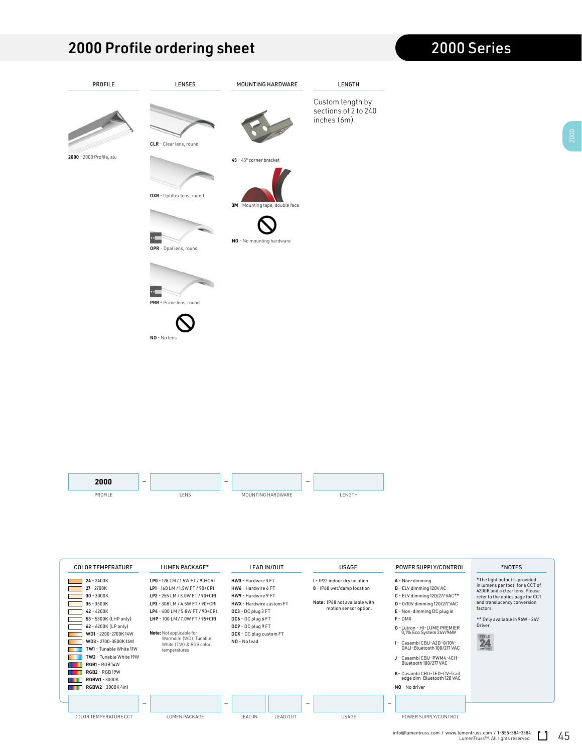# 2000 Profile ordering sheet

## 2000 Series

### PROFILE

**2000** - 2000 Profile, alu

### LENSES

**CLR** - Clear lens, round

**OXR** - Optiflex lens, round

**OPR** - Opal lens, round

**PRR** - Prime lens, round

**NO** - No lens

### MOUNTING HARDWARE

**45** - 45° corner bracket

**3M** - Mounting tape, double face

**NO** - No mounting hardware

### LENGTH

Custom length by sections of 2 to 240 inches (6m).

| 2000 | – | | – | | – | |
|---|---|---|---|---|---|---|
| PROFILE | | LENS | | MOUNTING HARDWARE | | LENGTH |

### COLOR TEMPERATURE

- **24** - 2400K
- **27** - 2700K
- **30** - 3000K
- **35** - 3500K
- **42** - 4200K
- **53** - 5300K (LHP only)
- **62** - 6200K (LP only)
- **WD1** - 2200-2700K 14W
- **WD3** - 2700-3500K 14W
- **TW1** - Tunable White 11W
- **TW2** - Tunable White 19W
- **RGB1** - RGB 14W
- **RGB2** - RGB 19W
- **RGBW1** - 3000K
- **RGBW2** - 3000K 4in1

### LUMEN PACKAGE*

- **LP0** - 128 LM / 1.5W FT / 90+CRI
- **LP1** - 160 LM / 1.5W FT / 90+CRI
- **LP2** - 255 LM / 3.0W FT / 90+CRI
- **LP3** - 308 LM / 4.5W FT / 90+CRI
- **LP4** - 400 LM / 5.8W FT / 90+CRI
- **LHP** - 700 LM / 7.0W FT / 95+CRI

**Note:** Not applicable for Warmdim (WD), Tunable White (TW) & RGB color temperatures

### LEAD IN/OUT

- **HW3** - Hardwire 3 FT
- **HW6** - Hardwire 6 FT
- **HW9** - Hardwire 9 FT
- **HWX** - Hardwire custom FT
- **DC3** - DC plug 3 FT
- **DC6** - DC plug 6 FT
- **DC9** - DC plug 9 FT
- **DCX** - DC plug custom FT
- **NO** - No lead

### USAGE

- **I** - IP22 indoor dry location
- **O** - IP68 wet/damp location

**Note:** IP68 not available with motion sensor option.

### POWER SUPPLY/CONTROL

- **A** - Non-dimming
- **B** - ELV dimming 120V AC
- **C** - ELV dimming 120/277 VAC**
- **D** - 0/10V dimming 120/277 VAC
- **E** - Non-dimming DC plug in
- **F** - DMX
- **G** - Lutron - HI-LUME PREMIER 0,1% Eco System 24V/96W
- **I** - Casambi CBU-A2D-0/10V-DALI-Bluetooth 100/277 VAC
- **J** - Casambi CBU-PWM4-4CH-Bluetooth 100/277 VAC
- **K** - Casambi CBU-TED-CV-Trail edge dim-Bluetooth 120 VAC
- **NO** - No driver

### *NOTES

*The light output is provided in lumens per foot, for a CCT of 4200K and a clear lens. Please refer to the optics page for CCT and translucency conversion factors.

** Only available in 96W - 24V Driver

TITLE 24

| | – | | – | | | – | | – | |
|---|---|---|---|---|---|---|---|---|---|
| COLOR TEMPERATURE CCT | | LUMEN PACKAGE | | LEAD IN | LEAD OUT | | USAGE | | POWER SUPPLY/CONTROL |

info@lumentruss.com / www.lumentruss.com / 1-855-384-3384
LumenTruss™. All rights reserved.